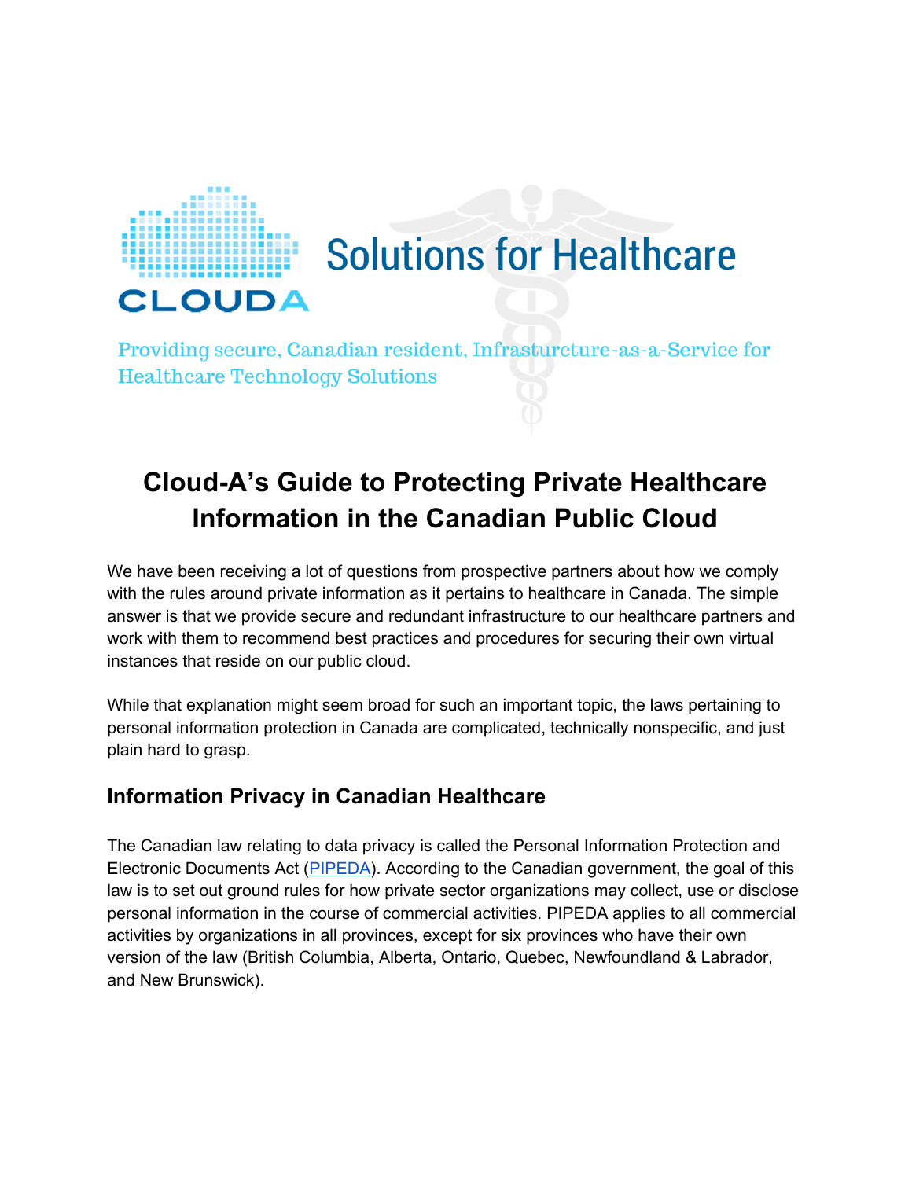CLOUDA

Solutions for Healthcare

Providing secure, Canadian resident, Infrasturcture-as-a-Service for Healthcare Technology Solutions

# Cloud-A's Guide to Protecting Private Healthcare Information in the Canadian Public Cloud

We have been receiving a lot of questions from prospective partners about how we comply with the rules around private information as it pertains to healthcare in Canada. The simple answer is that we provide secure and redundant infrastructure to our healthcare partners and work with them to recommend best practices and procedures for securing their own virtual instances that reside on our public cloud.

While that explanation might seem broad for such an important topic, the laws pertaining to personal information protection in Canada are complicated, technically nonspecific, and just plain hard to grasp.

## Information Privacy in Canadian Healthcare

The Canadian law relating to data privacy is called the Personal Information Protection and Electronic Documents Act (PIPEDA). According to the Canadian government, the goal of this law is to set out ground rules for how private sector organizations may collect, use or disclose personal information in the course of commercial activities. PIPEDA applies to all commercial activities by organizations in all provinces, except for six provinces who have their own version of the law (British Columbia, Alberta, Ontario, Quebec, Newfoundland & Labrador, and New Brunswick).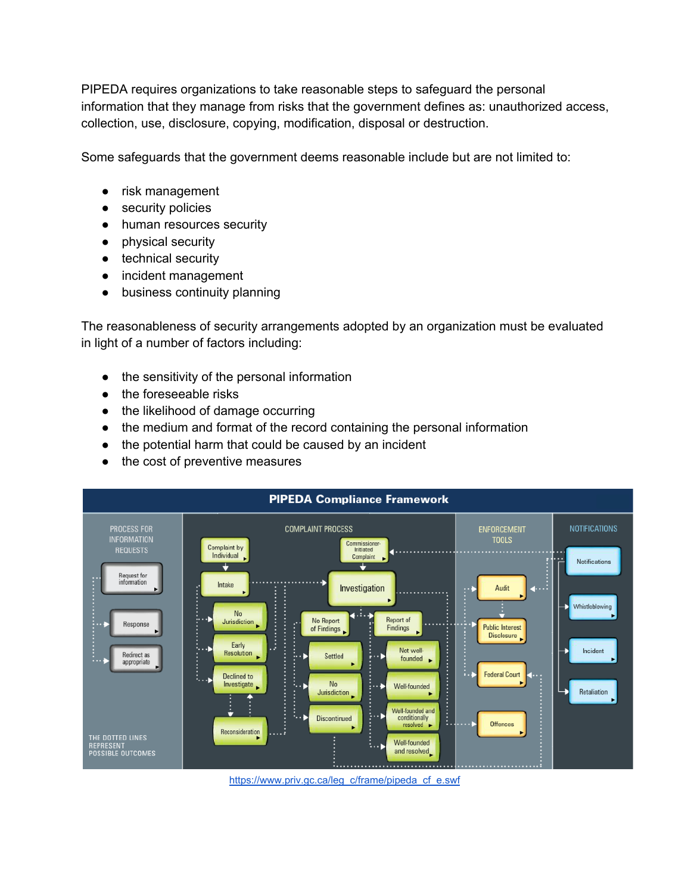PIPEDA requires organizations to take reasonable steps to safeguard the personal information that they manage from risks that the government defines as: unauthorized access, collection, use, disclosure, copying, modification, disposal or destruction.

Some safeguards that the government deems reasonable include but are not limited to:

- risk management
- security policies
- human resources security
- physical security
- technical security
- incident management
- business continuity planning

The reasonableness of security arrangements adopted by an organization must be evaluated in light of a number of factors including:

- the sensitivity of the personal information
- the foreseeable risks
- the likelihood of damage occurring
- the medium and format of the record containing the personal information
- the potential harm that could be caused by an incident
- the cost of preventive measures

https://www.priv.gc.ca/leg_c/frame/pipeda_cf_e.swf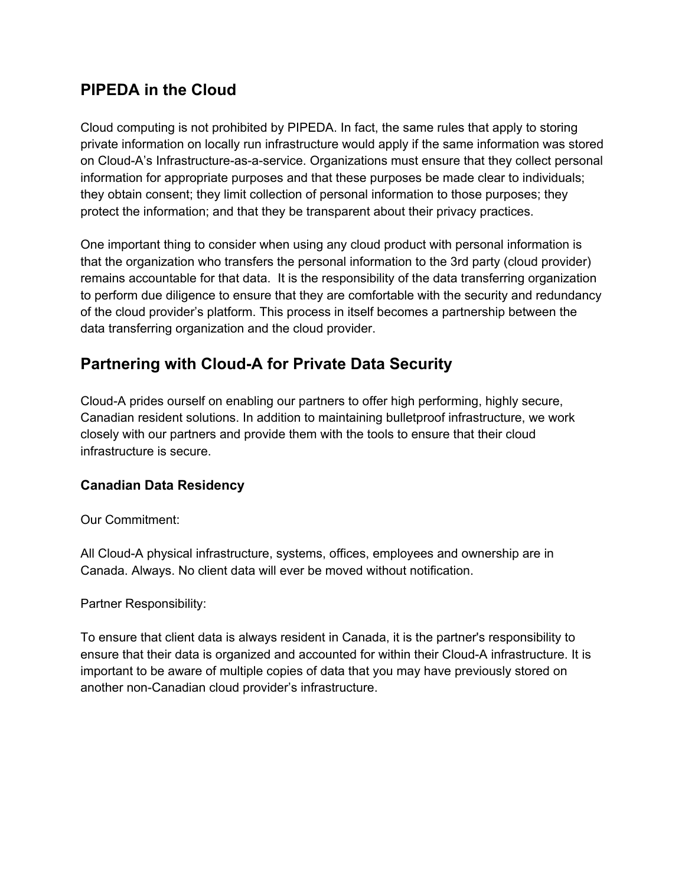## PIPEDA in the Cloud

Cloud computing is not prohibited by PIPEDA. In fact, the same rules that apply to storing private information on locally run infrastructure would apply if the same information was stored on Cloud-A's Infrastructure-as-a-service. Organizations must ensure that they collect personal information for appropriate purposes and that these purposes be made clear to individuals; they obtain consent; they limit collection of personal information to those purposes; they protect the information; and that they be transparent about their privacy practices.

One important thing to consider when using any cloud product with personal information is that the organization who transfers the personal information to the 3rd party (cloud provider) remains accountable for that data. It is the responsibility of the data transferring organization to perform due diligence to ensure that they are comfortable with the security and redundancy of the cloud provider's platform. This process in itself becomes a partnership between the data transferring organization and the cloud provider.

## Partnering with Cloud-A for Private Data Security

Cloud-A prides ourself on enabling our partners to offer high performing, highly secure, Canadian resident solutions. In addition to maintaining bulletproof infrastructure, we work closely with our partners and provide them with the tools to ensure that their cloud infrastructure is secure.

### Canadian Data Residency

Our Commitment:

All Cloud-A physical infrastructure, systems, offices, employees and ownership are in Canada. Always. No client data will ever be moved without notification.

Partner Responsibility:

To ensure that client data is always resident in Canada, it is the partner's responsibility to ensure that their data is organized and accounted for within their Cloud-A infrastructure. It is important to be aware of multiple copies of data that you may have previously stored on another non-Canadian cloud provider's infrastructure.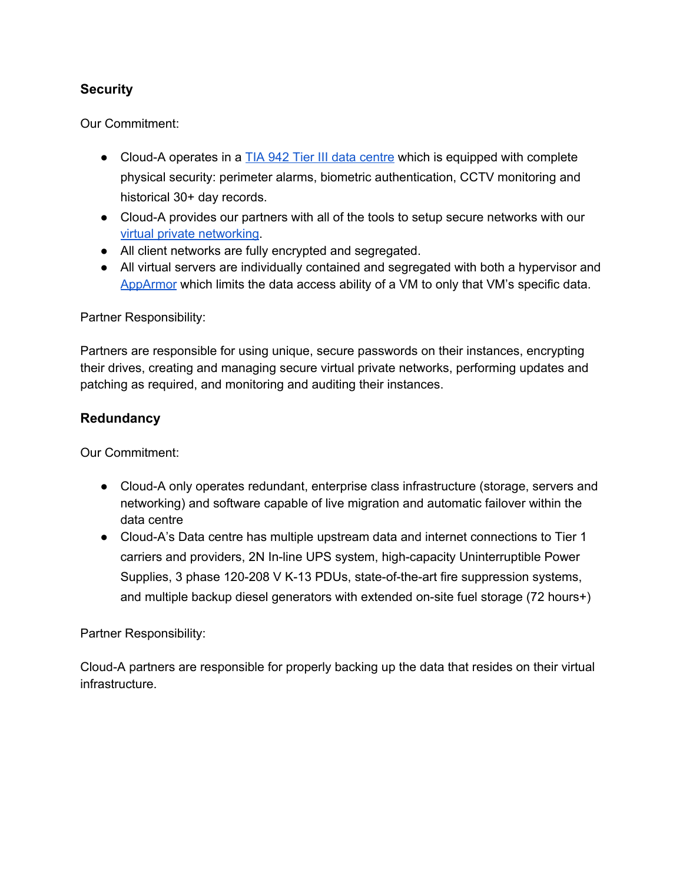### Security

Our Commitment:

- Cloud-A operates in a [TIA 942 Tier III data centre] which is equipped with complete physical security: perimeter alarms, biometric authentication, CCTV monitoring and historical 30+ day records.
- Cloud-A provides our partners with all of the tools to setup secure networks with our [virtual private networking].
- All client networks are fully encrypted and segregated.
- All virtual servers are individually contained and segregated with both a hypervisor and [AppArmor] which limits the data access ability of a VM to only that VM's specific data.

Partner Responsibility:

Partners are responsible for using unique, secure passwords on their instances, encrypting their drives, creating and managing secure virtual private networks, performing updates and patching as required, and monitoring and auditing their instances.

### Redundancy

Our Commitment:

- Cloud-A only operates redundant, enterprise class infrastructure (storage, servers and networking) and software capable of live migration and automatic failover within the data centre
- Cloud-A's Data centre has multiple upstream data and internet connections to Tier 1 carriers and providers, 2N In-line UPS system, high-capacity Uninterruptible Power Supplies, 3 phase 120-208 V K-13 PDUs, state-of-the-art fire suppression systems, and multiple backup diesel generators with extended on-site fuel storage (72 hours+)

Partner Responsibility:

Cloud-A partners are responsible for properly backing up the data that resides on their virtual infrastructure.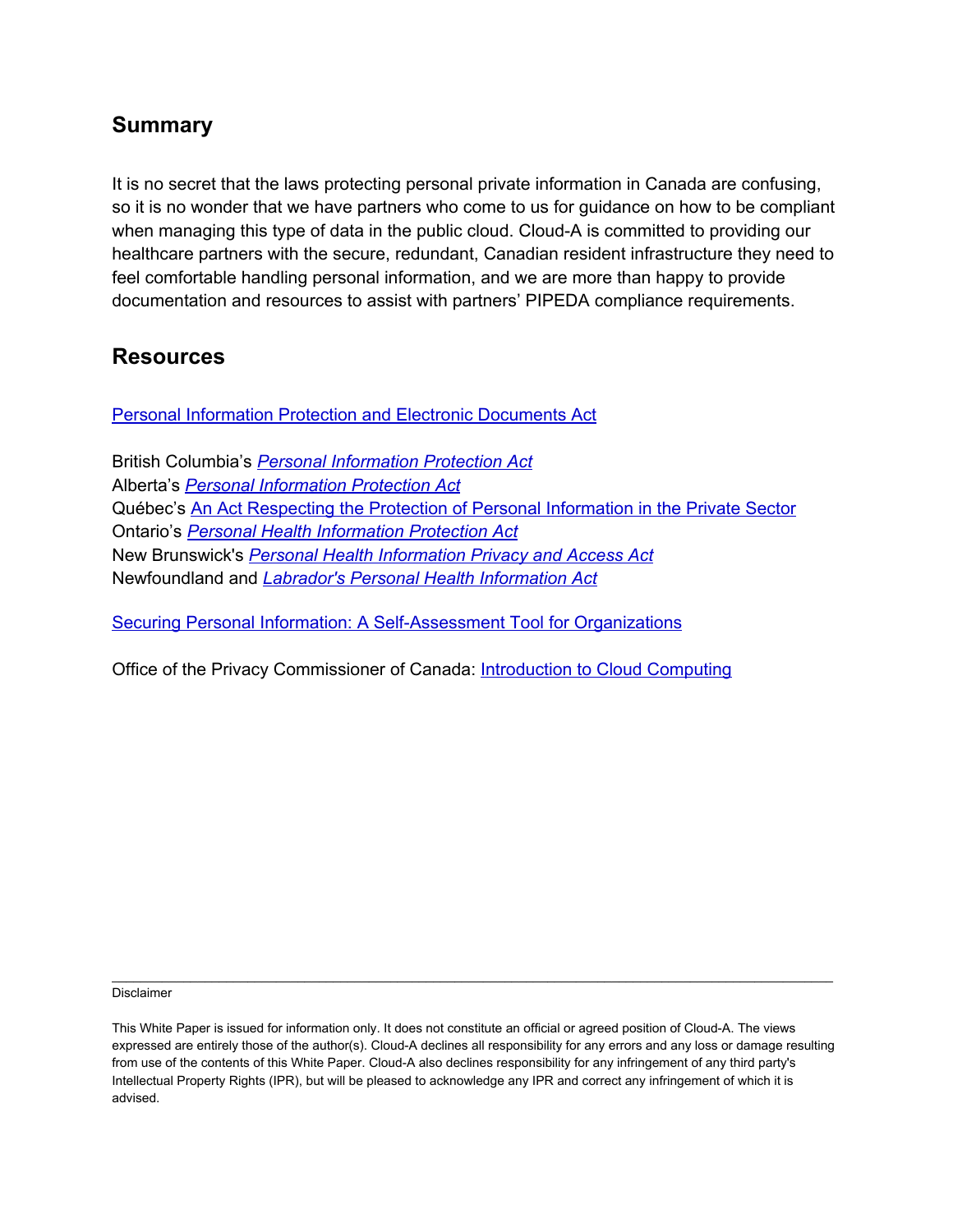## Summary

It is no secret that the laws protecting personal private information in Canada are confusing, so it is no wonder that we have partners who come to us for guidance on how to be compliant when managing this type of data in the public cloud. Cloud-A is committed to providing our healthcare partners with the secure, redundant, Canadian resident infrastructure they need to feel comfortable handling personal information, and we are more than happy to provide documentation and resources to assist with partners' PIPEDA compliance requirements.

## Resources

Personal Information Protection and Electronic Documents Act

British Columbia's *Personal Information Protection Act*
Alberta's *Personal Information Protection Act*
Québec's An Act Respecting the Protection of Personal Information in the Private Sector
Ontario's *Personal Health Information Protection Act*
New Brunswick's *Personal Health Information Privacy and Access Act*
Newfoundland and *Labrador's Personal Health Information Act*

Securing Personal Information: A Self-Assessment Tool for Organizations

Office of the Privacy Commissioner of Canada: Introduction to Cloud Computing

---

Disclaimer

This White Paper is issued for information only. It does not constitute an official or agreed position of Cloud-A. The views expressed are entirely those of the author(s). Cloud-A declines all responsibility for any errors and any loss or damage resulting from use of the contents of this White Paper. Cloud-A also declines responsibility for any infringement of any third party's Intellectual Property Rights (IPR), but will be pleased to acknowledge any IPR and correct any infringement of which it is advised.